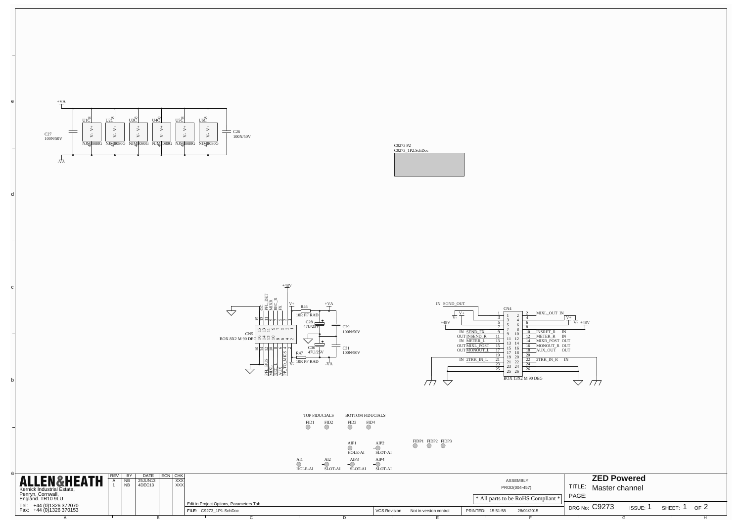+VA

U1C U2C U3C U4C U5C U6C

C27 100N/50V

C26 100N/50V

NJM4080G NJM4080G NJM4080G NJM4080G NJM4080G NJM4080G

-VA

C9273 P2
C9273_1P2.SchDoc

+48V

GC PFL_DET MIXR REC_R FX

V+ R46 10R PF RAD +VA

C28 47U/25V

C29 100N/50V

CN5
BOX 8X2 M 90 DEG

C30 47U/25V

C31 100N/50V

R47 10R PF RAD

V- -VA

PFL_BUS MIXL REC_L AUX PP_TO_MIC5

IN SGND_OUT

CN4

| Signal | Pin | Pin | Signal |
|---|---|---|---|
| V+ | 1 | 2 | MIXL_OUT IN |
| V- | 3 | 4 | V+ |
| +48V | 5 | 6 | V- +48V |
| | 7 | 8 | |
| IN SEND_FX | 9 | 10 | INSRET_R IN |
| OUT INSEND_R | 11 | 12 | METER_R IN |
| IN METER_L | 13 | 14 | MIXR_POST OUT |
| OUT MIXL_POST | 15 | 16 | MONOUT_R OUT |
| OUT MONOUT_L | 17 | 18 | AUX_OUT OUT |
| | 19 | 20 | |
| IN 2TRK_IN_L | 21 | 22 | 2TRK_IN_R IN |
| | 23 | 24 | |
| | 25 | 26 | |

BOX 13X2 M 90 DEG

TOP FIDUCIALS: FID1 FID2

BOTTOM FIDUCIALS: FID3 FID4

AIP1 HOLE-AI, AIP2 SLOT-AI

FIDP1 FIDP2 FIDP3

AI1 HOLE-AI, AI2 SLOT-AI, AIP3 SLOT-AI, AIP4 SLOT-AI

**ALLEN&HEATH**
Kernick Industrial Estate,
Penryn, Cornwall,
England. TR10 9LU
Tel: +44 (0)1326 372070
Fax: +44 (0)1326 370153

| REV | BY | DATE | ECN | CHK |
|---|---|---|---|---|
| A | NB | 25JUN13 | | XXX |
| 1 | NB | 4DEC13 | | XXX |

ASSEMBLY
PROD(004-457)

* All parts to be RoHS Compliant *

Edit in Project Options, Parameters Tab.

FILE: C9273_1P1.SchDoc | VCS Revision: Not in version control | PRINTED: 15:51:58 28/01/2015

TITLE: **ZED Powered**
Master channel

PAGE:

DRG No: C9273 ISSUE: 1 SHEET: 1 OF 2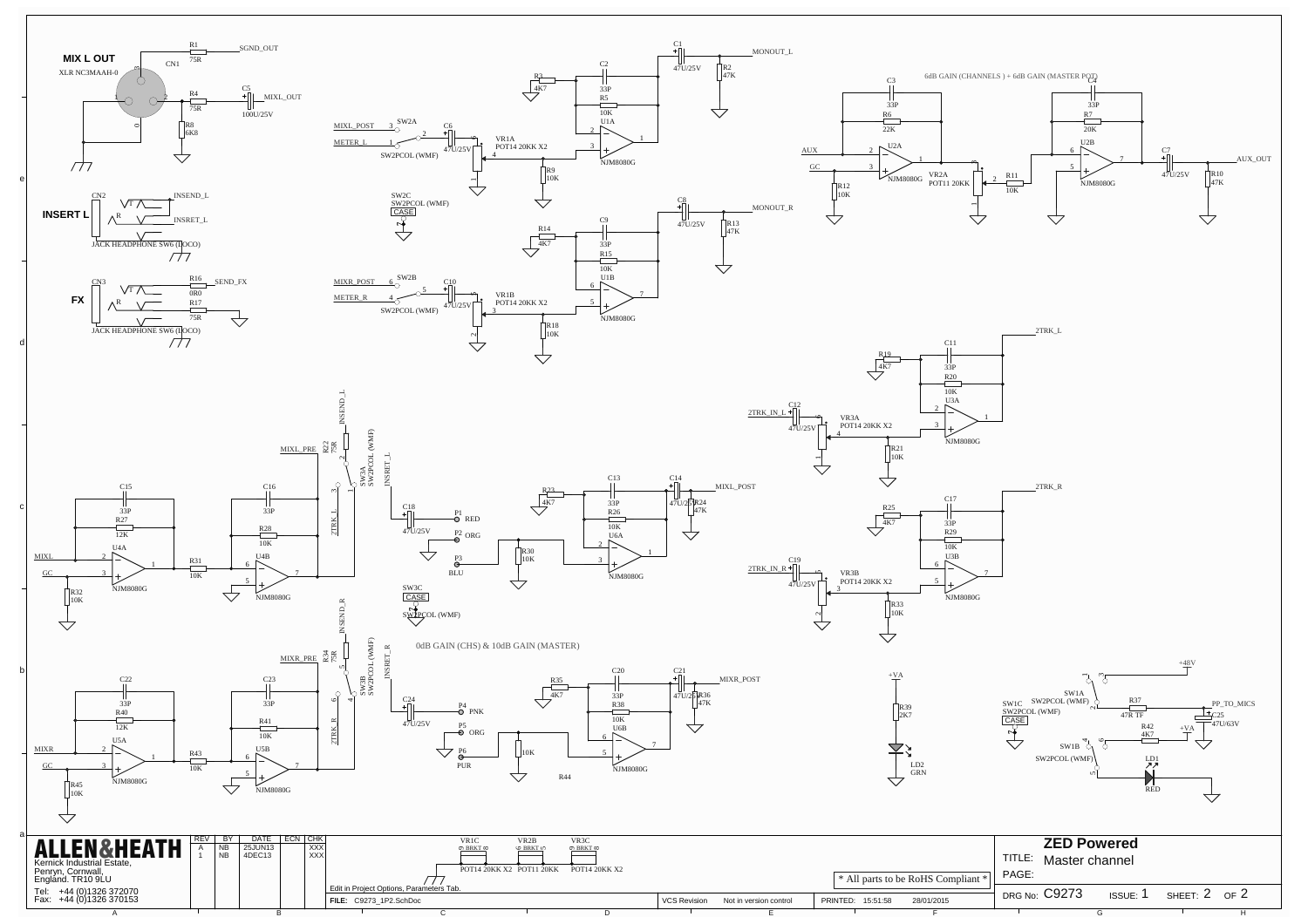**MIX L OUT**
XLR NC3MAAH-0 CN1

R1 75R SGND_OUT
R4 75R C5 100U/25V MIXL_OUT
R8 6K8

**INSERT L** CN2 INSEND_L INSRET_L
JACK HEADPHONE SW6 (DOCO)

**FX** CN3 R16 0R0 SEND_FX
R17 75R
JACK HEADPHONE SW6 (DOCO)

MIXL_POST SW2A METER_L SW2PCOL (WMF) C6 47U/25V VR1A POT14 20KK X2
R3 4K7 C2 33P R5 10K U1A NJM8080G R9 10K C1 47U/25V R2 47K MONOUT_L

SW2C SW2PCOL (WMF) CASE

MIXR_POST SW2B METER_R SW2PCOL (WMF) C10 47U/25V VR1B POT14 20KK X2
R14 4K7 C9 33P R15 10K U1B NJM8080G R18 10K C8 47U/25V R13 47K MONOUT_R

6dB GAIN (CHANNELS ) + 6dB GAIN (MASTER POT)
AUX GC C3 33P R6 22K U2A NJM8080G R12 10K VR2A POT11 20KK R11 10K C4 33P R7 20K U2B NJM8080G C7 47U/25V R10 47K AUX_OUT

2TRK_L
2TRK_IN_L C12 47U/25V VR3A POT14 20KK X2 R19 4K7 C11 33P R20 10K U3A NJM8080G R21 10K

2TRK_R
2TRK_IN_R C19 47U/25V VR3B POT14 20KK X2 R25 4K7 C17 33P R29 10K U3B NJM8080G R33 10K

MIXL GC C15 33P R27 12K U4A NJM8080G R32 10K R31 10K C16 33P R28 10K U4B NJM8080G MIXL_PRE R22 75R INSEND_L SW3A SW2PCOL (WMF) INSRET_L 2TRK_L
C18 47U/25V P1 RED P2 ORG P3 BLU R30 10K R23 4K7 C13 33P R26 10K U6A NJM8080G C14 47U/25V R24 47K MIXL_POST

SW3C CASE SW2PCOL (WMF)

0dB GAIN (CHS) & 10dB GAIN (MASTER)

MIXR GC C22 33P R40 12K U5A NJM8080G R45 10K R43 10K C23 33P R41 10K U5B NJM8080G MIXR_PRE R34 75R INSEND_R SW3B SW2PCOL (WMF) INSRET_R 2TRK_R
C24 47U/25V P4 PNK P5 ORG P6 PUR 10K R44 R35 4K7 C20 33P R38 10K U6B NJM8080G C21 47U/25V R36 47K MIXR_POST

+VA R39 2K7 LD2 GRN
+48V SW1A SW2PCOL (WMF) SW1C SW2PCOL (WMF) CASE R37 47R TF PP_TO_MICS C25 47U/63V R42 4K7 +VA SW1B SW2PCOL (WMF) LD1 RED

VR1C POT14 20KK X2 VR2B POT11 20KK VR3C POT14 20KK X2

**ALLEN&HEATH**
Kernick Industrial Estate,
Penryn, Cornwall,
England. TR10 9LU
Tel: +44 (0)1326 372070
Fax: +44 (0)1326 370153

| REV | BY | DATE | ECN | CHK |
|---|---|---|---|---|
| A | NB | 25JUN13 | | XXX |
| 1 | NB | 4DEC13 | | XXX |

Edit in Project Options, Parameters Tab.

\* All parts to be RoHS Compliant \*

FILE: C9273_1P2.SchDoc | VCS Revision: Not in version control | PRINTED: 15:51:58 28/01/2015

**ZED Powered**
TITLE: Master channel
PAGE:
DRG No: C9273 ISSUE: 1 SHEET: 2 OF 2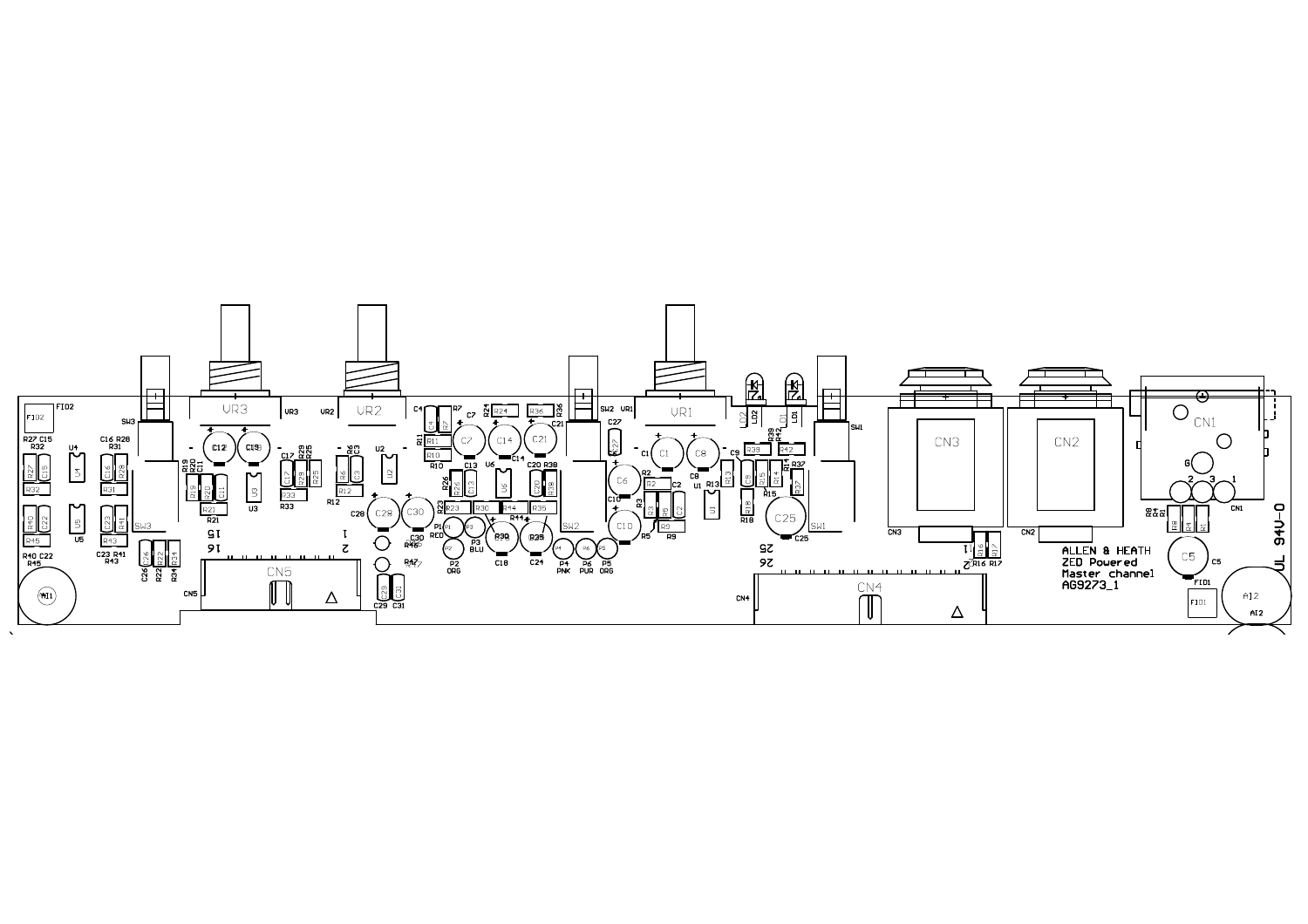ALLEN & HEATH
ZED Powered
Master channel
AG9273_1

UL 94V-0